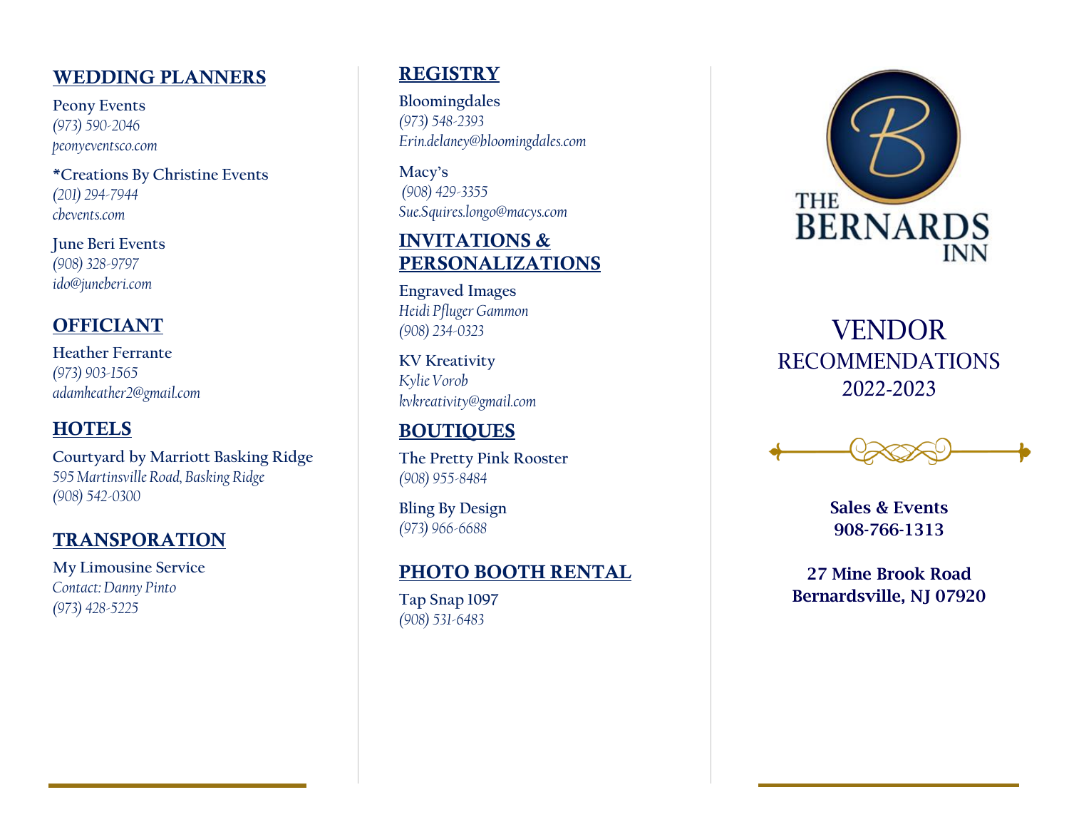## WEDDING PLANNERS

**Peony Events**
*(973) 590-2046*
*peonyeventsco.com*

**\*Creations By Christine Events**
*(201) 294-7944*
*cbevents.com*

**June Beri Events**
*(908) 328-9797*
*ido@juneberi.com*

## OFFICIANT

**Heather Ferrante**
*(973) 903-1565*
*adamheather2@gmail.com*

## HOTELS

**Courtyard by Marriott Basking Ridge**
*595 Martinsville Road, Basking Ridge*
*(908) 542-0300*

## TRANSPORATION

**My Limousine Service**
*Contact: Danny Pinto*
*(973) 428-5225*

## REGISTRY

**Bloomingdales**
*(973) 548-2393*
*Erin.delaney@bloomingdales.com*

**Macy's**
*(908) 429-3355*
*Sue.Squires.longo@macys.com*

## INVITATIONS & PERSONALIZATIONS

**Engraved Images**
*Heidi Pfluger Gammon*
*(908) 234-0323*

**KV Kreativity**
*Kylie Vorob*
*kvkreativity@gmail.com*

## BOUTIQUES

**The Pretty Pink Rooster**
*(908) 955-8484*

**Bling By Design**
*(973) 966-6688*

## PHOTO BOOTH RENTAL

**Tap Snap 1097**
*(908) 531-6483*

THE BERNARDS INN

# VENDOR RECOMMENDATIONS 2022-2023

**Sales & Events**
**908-766-1313**

**27 Mine Brook Road**
**Bernardsville, NJ 07920**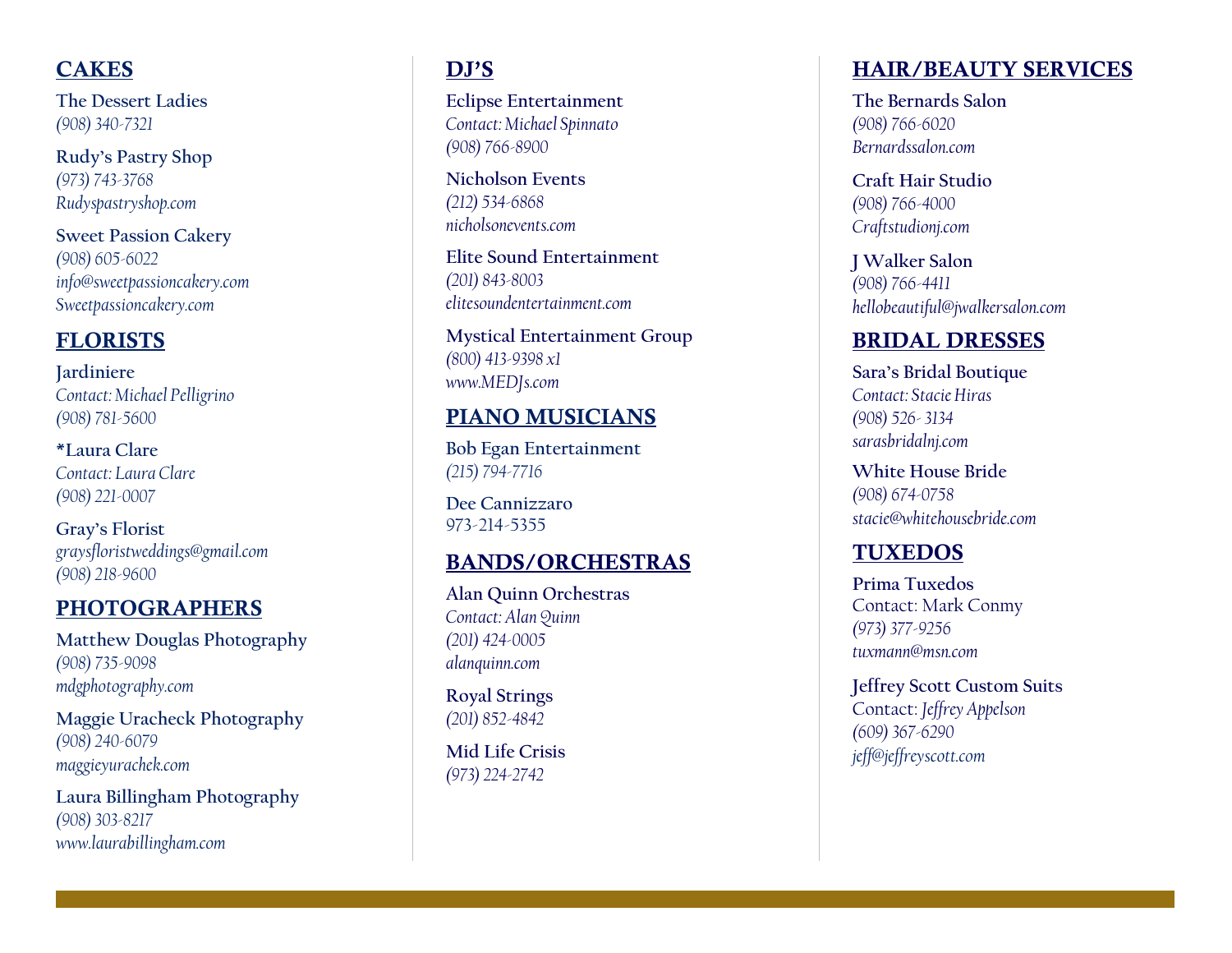## CAKES

**The Dessert Ladies**
*(908) 340-7321*

**Rudy's Pastry Shop**
*(973) 743-3768*
*Rudyspastryshop.com*

**Sweet Passion Cakery**
*(908) 605-6022*
*info@sweetpassioncakery.com*
*Sweetpassioncakery.com*

## FLORISTS

**Jardiniere**
*Contact: Michael Pelligrino*
*(908) 781-5600*

**\*Laura Clare**
*Contact: Laura Clare*
*(908) 221-0007*

**Gray's Florist**
*graysfloristweddings@gmail.com*
*(908) 218-9600*

## PHOTOGRAPHERS

**Matthew Douglas Photography**
*(908) 735-9098*
*mdgphotography.com*

**Maggie Uracheck Photography**
*(908) 240-6079*
*maggieyurachek.com*

**Laura Billingham Photography**
*(908) 303-8217*
*www.laurabillingham.com*

## DJ'S

**Eclipse Entertainment**
*Contact: Michael Spinnato*
*(908) 766-8900*

**Nicholson Events**
*(212) 534-6868*
*nicholsonevents.com*

**Elite Sound Entertainment**
*(201) 843-8003*
*elitesoundentertainment.com*

**Mystical Entertainment Group**
*(800) 413-9398 x1*
*www.MEDJs.com*

## PIANO MUSICIANS

**Bob Egan Entertainment**
*(215) 794-7716*

**Dee Cannizzaro**
973-214-5355

## BANDS/ORCHESTRAS

**Alan Quinn Orchestras**
*Contact: Alan Quinn*
*(201) 424-0005*
*alanquinn.com*

**Royal Strings**
*(201) 852-4842*

**Mid Life Crisis**
*(973) 224-2742*

## HAIR/BEAUTY SERVICES

**The Bernards Salon**
*(908) 766-6020*
*Bernardssalon.com*

**Craft Hair Studio**
*(908) 766-4000*
*Craftstudionj.com*

**J Walker Salon**
*(908) 766-4411*
*hellobeautiful@jwalkersalon.com*

## BRIDAL DRESSES

**Sara's Bridal Boutique**
*Contact: Stacie Hiras*
*(908) 526- 3134*
*sarasbridalnj.com*

**White House Bride**
*(908) 674-0758*
*stacie@whitehousebride.com*

## TUXEDOS

**Prima Tuxedos**
Contact: Mark Conmy
*(973) 377-9256*
*tuxmann@msn.com*

**Jeffrey Scott Custom Suits**
Contact: *Jeffrey Appelson*
*(609) 367-6290*
*jeff@jeffreyscott.com*